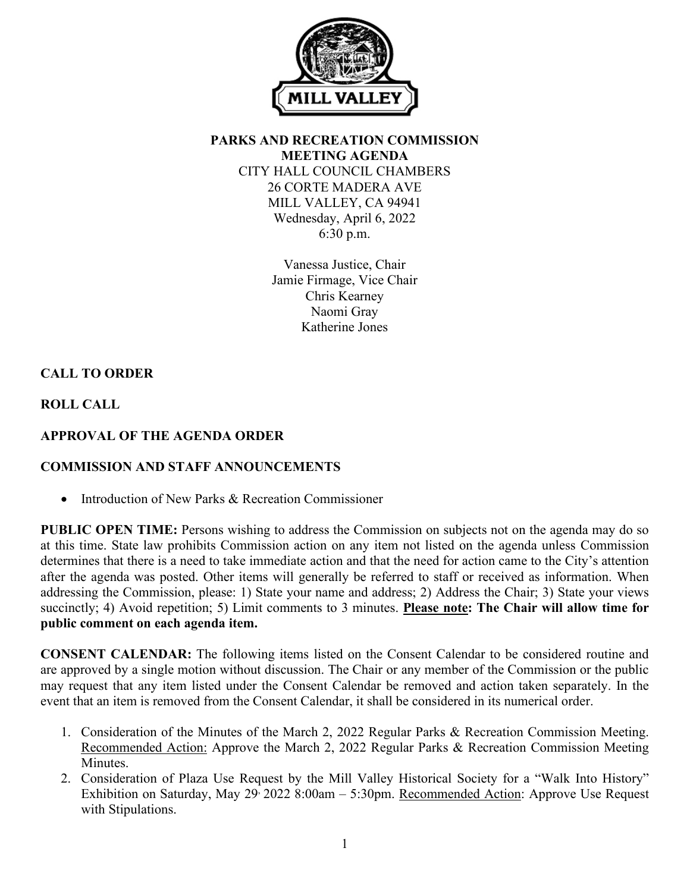# PARKS AND RECREATION COMMISSION
## MEETING AGENDA

CITY HALL COUNCIL CHAMBERS
26 CORTE MADERA AVE
MILL VALLEY, CA 94941
Wednesday, April 6, 2022
6:30 p.m.

Vanessa Justice, Chair
Jamie Firmage, Vice Chair
Chris Kearney
Naomi Gray
Katherine Jones

**CALL TO ORDER**

**ROLL CALL**

**APPROVAL OF THE AGENDA ORDER**

**COMMISSION AND STAFF ANNOUNCEMENTS**

- Introduction of New Parks & Recreation Commissioner

**PUBLIC OPEN TIME:** Persons wishing to address the Commission on subjects not on the agenda may do so at this time. State law prohibits Commission action on any item not listed on the agenda unless Commission determines that there is a need to take immediate action and that the need for action came to the City's attention after the agenda was posted. Other items will generally be referred to staff or received as information. When addressing the Commission, please: 1) State your name and address; 2) Address the Chair; 3) State your views succinctly; 4) Avoid repetition; 5) Limit comments to 3 minutes. **Please note: The Chair will allow time for public comment on each agenda item.**

**CONSENT CALENDAR:** The following items listed on the Consent Calendar to be considered routine and are approved by a single motion without discussion. The Chair or any member of the Commission or the public may request that any item listed under the Consent Calendar be removed and action taken separately. In the event that an item is removed from the Consent Calendar, it shall be considered in its numerical order.

1. Consideration of the Minutes of the March 2, 2022 Regular Parks & Recreation Commission Meeting. Recommended Action: Approve the March 2, 2022 Regular Parks & Recreation Commission Meeting Minutes.
2. Consideration of Plaza Use Request by the Mill Valley Historical Society for a "Walk Into History" Exhibition on Saturday, May 29, 2022 8:00am – 5:30pm. Recommended Action: Approve Use Request with Stipulations.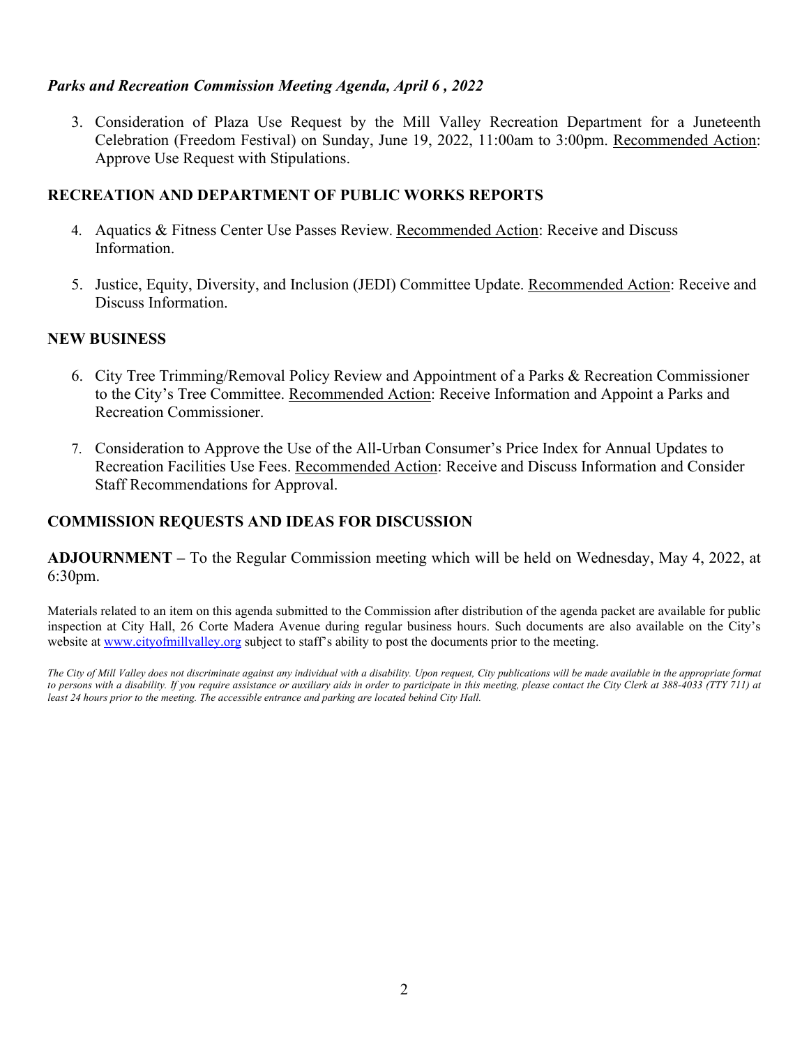3. Consideration of Plaza Use Request by the Mill Valley Recreation Department for a Juneteenth Celebration (Freedom Festival) on Sunday, June 19, 2022, 11:00am to 3:00pm. Recommended Action: Approve Use Request with Stipulations.

## RECREATION AND DEPARTMENT OF PUBLIC WORKS REPORTS

4. Aquatics & Fitness Center Use Passes Review. Recommended Action: Receive and Discuss Information.

5. Justice, Equity, Diversity, and Inclusion (JEDI) Committee Update. Recommended Action: Receive and Discuss Information.

## NEW BUSINESS

6. City Tree Trimming/Removal Policy Review and Appointment of a Parks & Recreation Commissioner to the City's Tree Committee. Recommended Action: Receive Information and Appoint a Parks and Recreation Commissioner.

7. Consideration to Approve the Use of the All-Urban Consumer's Price Index for Annual Updates to Recreation Facilities Use Fees. Recommended Action: Receive and Discuss Information and Consider Staff Recommendations for Approval.

## COMMISSION REQUESTS AND IDEAS FOR DISCUSSION

**ADJOURNMENT –** To the Regular Commission meeting which will be held on Wednesday, May 4, 2022, at 6:30pm.

Materials related to an item on this agenda submitted to the Commission after distribution of the agenda packet are available for public inspection at City Hall, 26 Corte Madera Avenue during regular business hours. Such documents are also available on the City's website at www.cityofmillvalley.org subject to staff's ability to post the documents prior to the meeting.

*The City of Mill Valley does not discriminate against any individual with a disability. Upon request, City publications will be made available in the appropriate format to persons with a disability. If you require assistance or auxiliary aids in order to participate in this meeting, please contact the City Clerk at 388-4033 (TTY 711) at least 24 hours prior to the meeting. The accessible entrance and parking are located behind City Hall.*